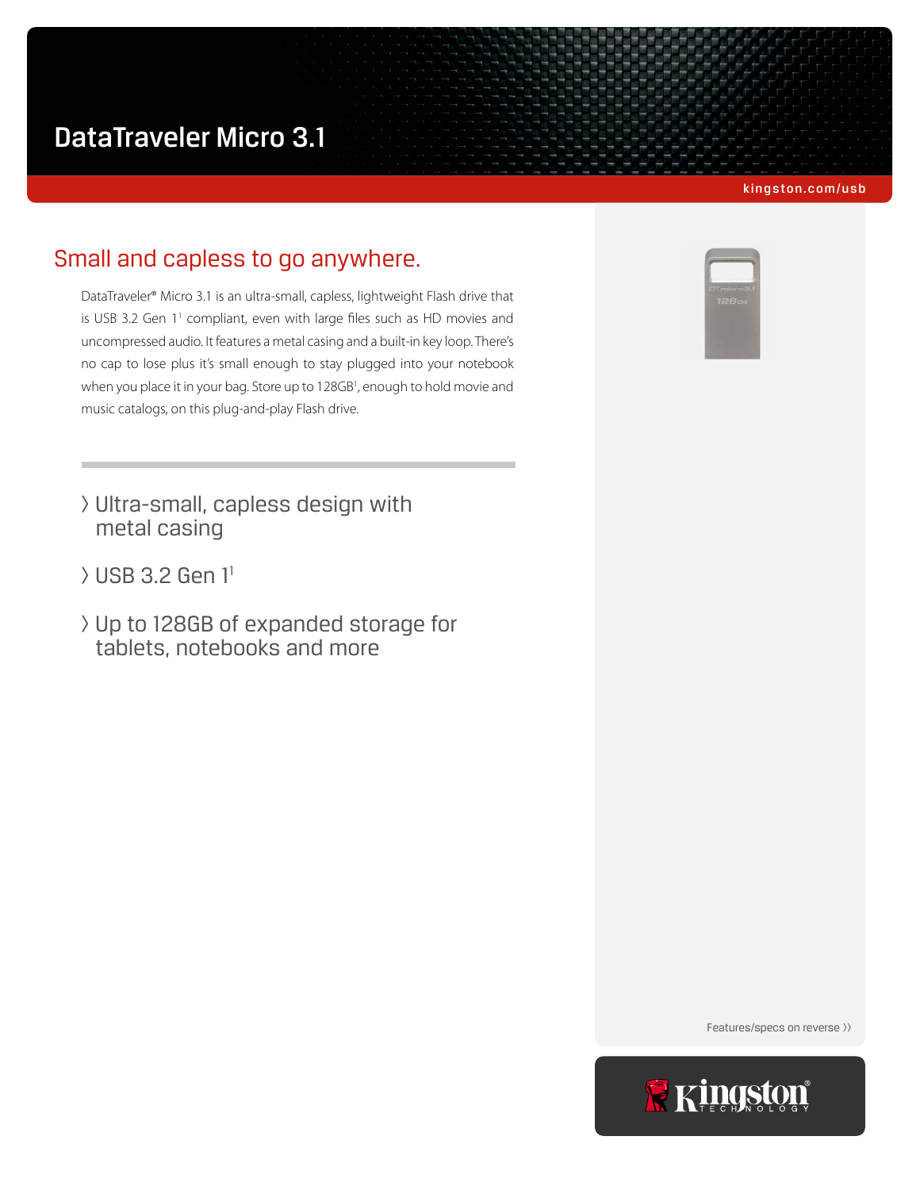# DataTraveler Micro 3.1

kingston.com/usb

## Small and capless to go anywhere.

DataTraveler® Micro 3.1 is an ultra-small, capless, lightweight Flash drive that is USB 3.2 Gen 1[1] compliant, even with large files such as HD movies and uncompressed audio. It features a metal casing and a built-in key loop. There's no cap to lose plus it's small enough to stay plugged into your notebook when you place it in your bag. Store up to 128GB[1], enough to hold movie and music catalogs, on this plug-and-play Flash drive.

- Ultra-small, capless design with metal casing
- USB 3.2 Gen 1[1]
- Up to 128GB of expanded storage for tablets, notebooks and more

Features/specs on reverse ››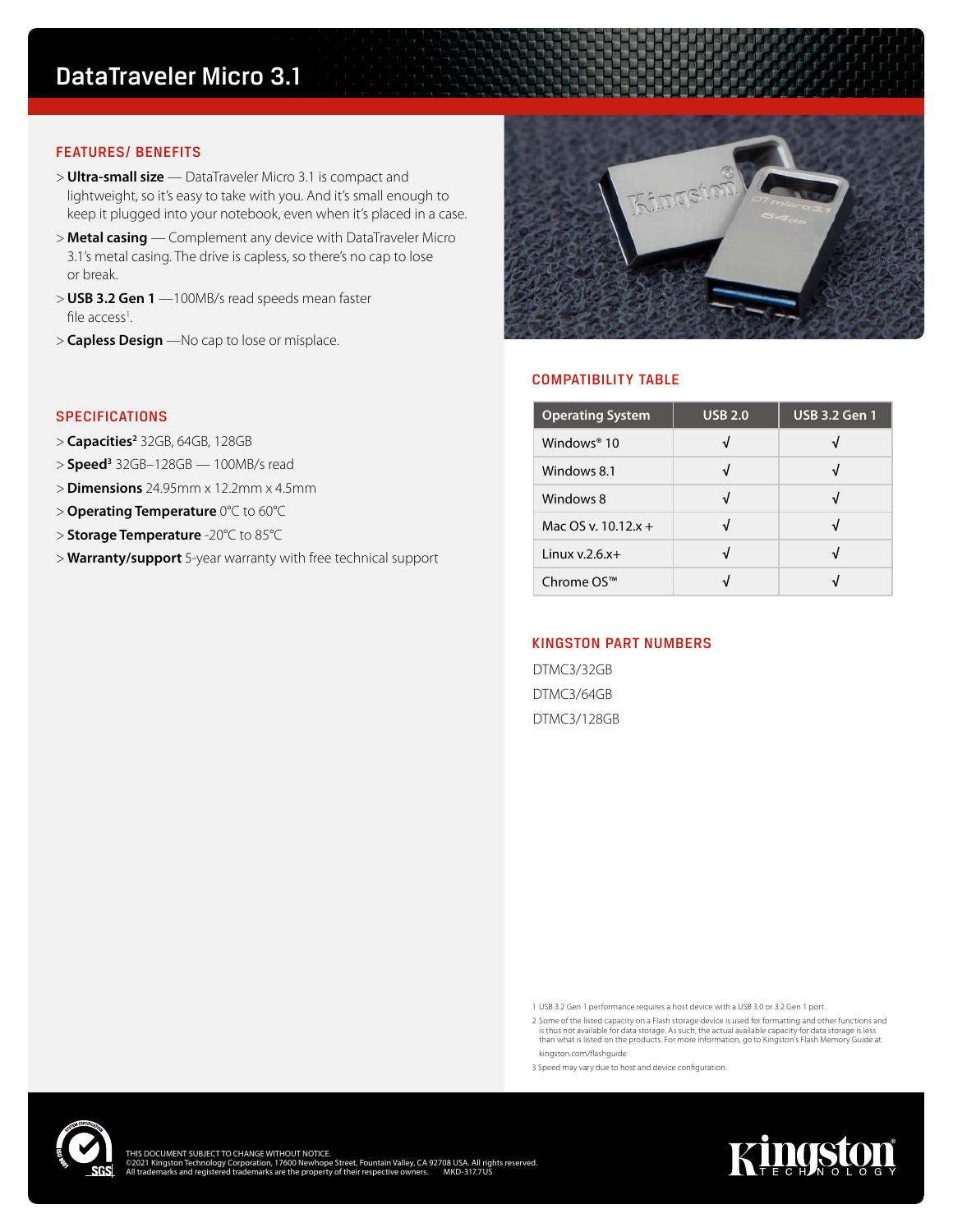# DataTraveler Micro 3.1

## FEATURES/ BENEFITS

- > **Ultra-small size** — DataTraveler Micro 3.1 is compact and lightweight, so it's easy to take with you. And it's small enough to keep it plugged into your notebook, even when it's placed in a case.
- > **Metal casing** — Complement any device with DataTraveler Micro 3.1's metal casing. The drive is capless, so there's no cap to lose or break.
- > **USB 3.2 Gen 1** —100MB/s read speeds mean faster file access[1].
- > **Capless Design** —No cap to lose or misplace.

## SPECIFICATIONS

- > **Capacities**[2] 32GB, 64GB, 128GB
- > **Speed**[3] 32GB–128GB — 100MB/s read
- > **Dimensions** 24.95mm x 12.2mm x 4.5mm
- > **Operating Temperature** 0°C to 60°C
- > **Storage Temperature** -20°C to 85°C
- > **Warranty/support** 5-year warranty with free technical support

## COMPATIBILITY TABLE

| Operating System | USB 2.0 | USB 3.2 Gen 1 |
|---|---|---|
| Windows® 10 | √ | √ |
| Windows 8.1 | √ | √ |
| Windows 8 | √ | √ |
| Mac OS v. 10.12.x + | √ | √ |
| Linux v.2.6.x+ | √ | √ |
| Chrome OS™ | √ | √ |

## KINGSTON PART NUMBERS

DTMC3/32GB

DTMC3/64GB

DTMC3/128GB

1 USB 3.2 Gen 1 performance requires a host device with a USB 3.0 or 3.2 Gen 1 port.

2 Some of the listed capacity on a Flash storage device is used for formatting and other functions and is thus not available for data storage. As such, the actual available capacity for data storage is less than what is listed on the products. For more information, go to Kingston's Flash Memory Guide at kingston.com/flashguide.

3 Speed may vary due to host and device configuration.

THIS DOCUMENT SUBJECT TO CHANGE WITHOUT NOTICE.
©2021 Kingston Technology Corporation, 17600 Newhope Street, Fountain Valley, CA 92708 USA. All rights reserved.
All trademarks and registered trademarks are the property of their respective owners. MKD-317.7US